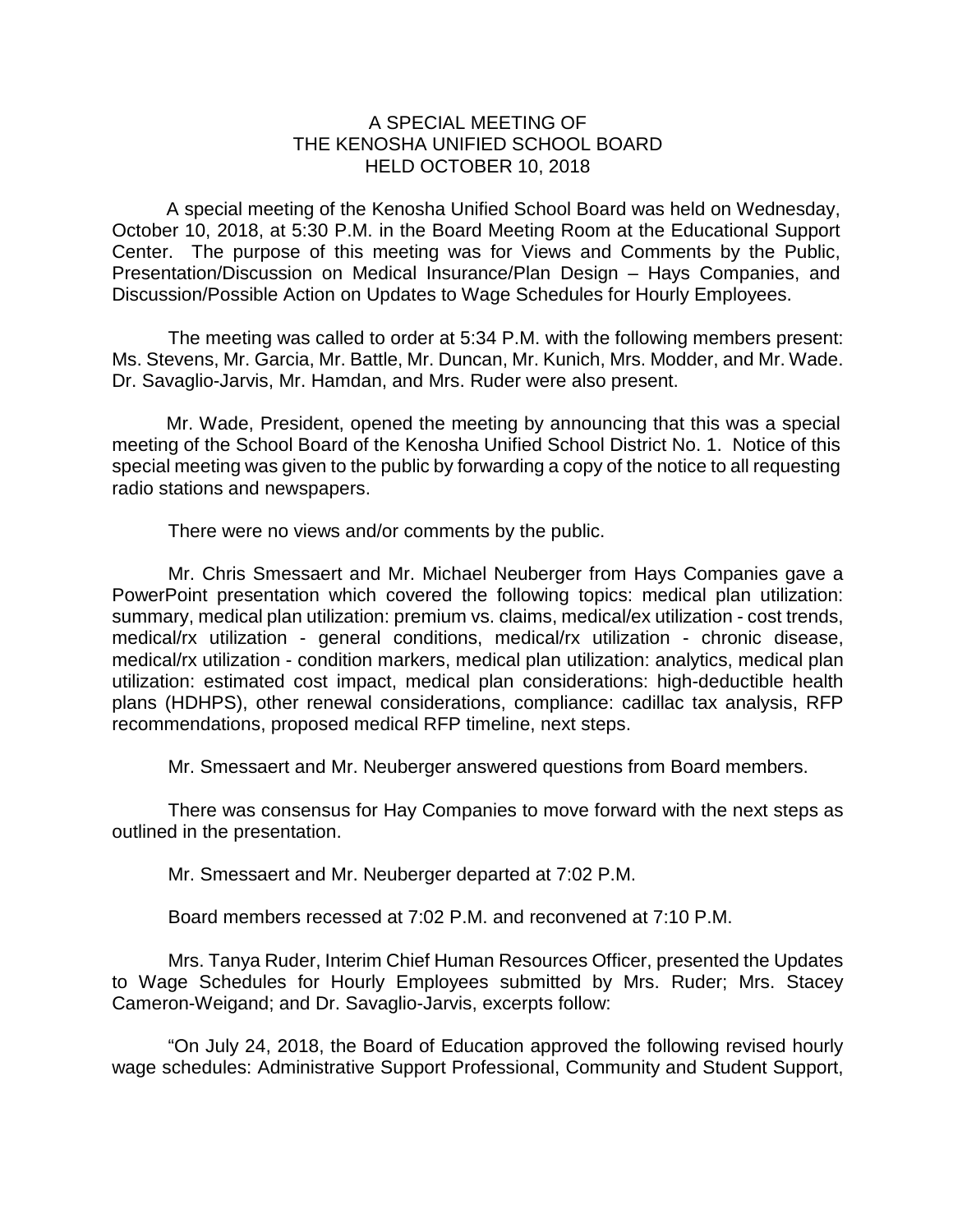# A SPECIAL MEETING OF THE KENOSHA UNIFIED SCHOOL BOARD HELD OCTOBER 10, 2018

A special meeting of the Kenosha Unified School Board was held on Wednesday, October 10, 2018, at 5:30 P.M. in the Board Meeting Room at the Educational Support Center. The purpose of this meeting was for Views and Comments by the Public, Presentation/Discussion on Medical Insurance/Plan Design – Hays Companies, and Discussion/Possible Action on Updates to Wage Schedules for Hourly Employees.

The meeting was called to order at 5:34 P.M. with the following members present: Ms. Stevens, Mr. Garcia, Mr. Battle, Mr. Duncan, Mr. Kunich, Mrs. Modder, and Mr. Wade. Dr. Savaglio-Jarvis, Mr. Hamdan, and Mrs. Ruder were also present.

Mr. Wade, President, opened the meeting by announcing that this was a special meeting of the School Board of the Kenosha Unified School District No. 1. Notice of this special meeting was given to the public by forwarding a copy of the notice to all requesting radio stations and newspapers.

There were no views and/or comments by the public.

Mr. Chris Smessaert and Mr. Michael Neuberger from Hays Companies gave a PowerPoint presentation which covered the following topics: medical plan utilization: summary, medical plan utilization: premium vs. claims, medical/ex utilization - cost trends, medical/rx utilization - general conditions, medical/rx utilization - chronic disease, medical/rx utilization - condition markers, medical plan utilization: analytics, medical plan utilization: estimated cost impact, medical plan considerations: high-deductible health plans (HDHPS), other renewal considerations, compliance: cadillac tax analysis, RFP recommendations, proposed medical RFP timeline, next steps.

Mr. Smessaert and Mr. Neuberger answered questions from Board members.

There was consensus for Hay Companies to move forward with the next steps as outlined in the presentation.

Mr. Smessaert and Mr. Neuberger departed at 7:02 P.M.

Board members recessed at 7:02 P.M. and reconvened at 7:10 P.M.

Mrs. Tanya Ruder, Interim Chief Human Resources Officer, presented the Updates to Wage Schedules for Hourly Employees submitted by Mrs. Ruder; Mrs. Stacey Cameron-Weigand; and Dr. Savaglio-Jarvis, excerpts follow:

"On July 24, 2018, the Board of Education approved the following revised hourly wage schedules: Administrative Support Professional, Community and Student Support,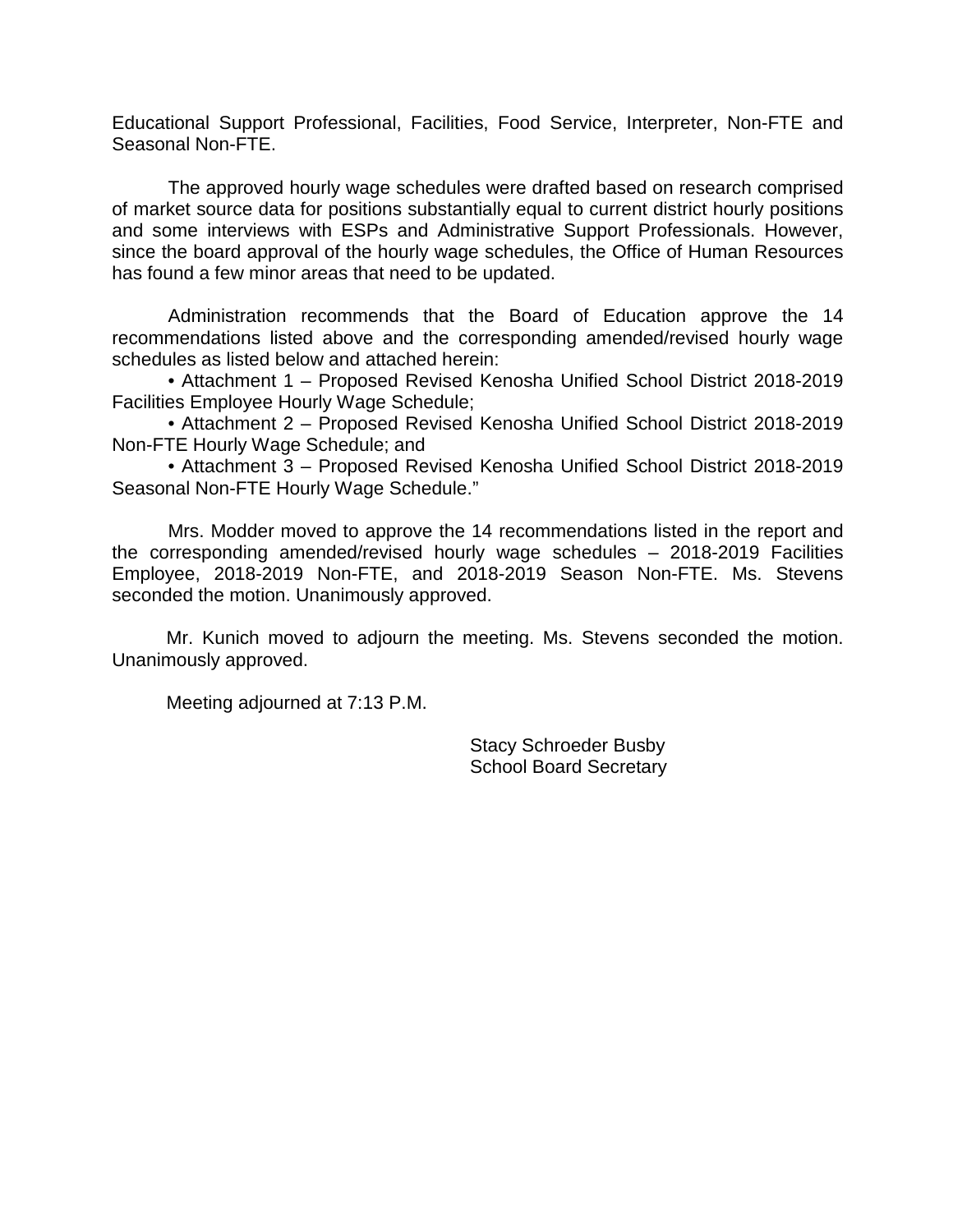Educational Support Professional, Facilities, Food Service, Interpreter, Non-FTE and Seasonal Non-FTE.

The approved hourly wage schedules were drafted based on research comprised of market source data for positions substantially equal to current district hourly positions and some interviews with ESPs and Administrative Support Professionals. However, since the board approval of the hourly wage schedules, the Office of Human Resources has found a few minor areas that need to be updated.

Administration recommends that the Board of Education approve the 14 recommendations listed above and the corresponding amended/revised hourly wage schedules as listed below and attached herein:

• Attachment 1 – Proposed Revised Kenosha Unified School District 2018-2019 Facilities Employee Hourly Wage Schedule;

• Attachment 2 – Proposed Revised Kenosha Unified School District 2018-2019 Non-FTE Hourly Wage Schedule; and

• Attachment 3 – Proposed Revised Kenosha Unified School District 2018-2019 Seasonal Non-FTE Hourly Wage Schedule."

Mrs. Modder moved to approve the 14 recommendations listed in the report and the corresponding amended/revised hourly wage schedules – 2018-2019 Facilities Employee, 2018-2019 Non-FTE, and 2018-2019 Season Non-FTE. Ms. Stevens seconded the motion. Unanimously approved.

Mr. Kunich moved to adjourn the meeting. Ms. Stevens seconded the motion. Unanimously approved.

Meeting adjourned at 7:13 P.M.

Stacy Schroeder Busby
School Board Secretary